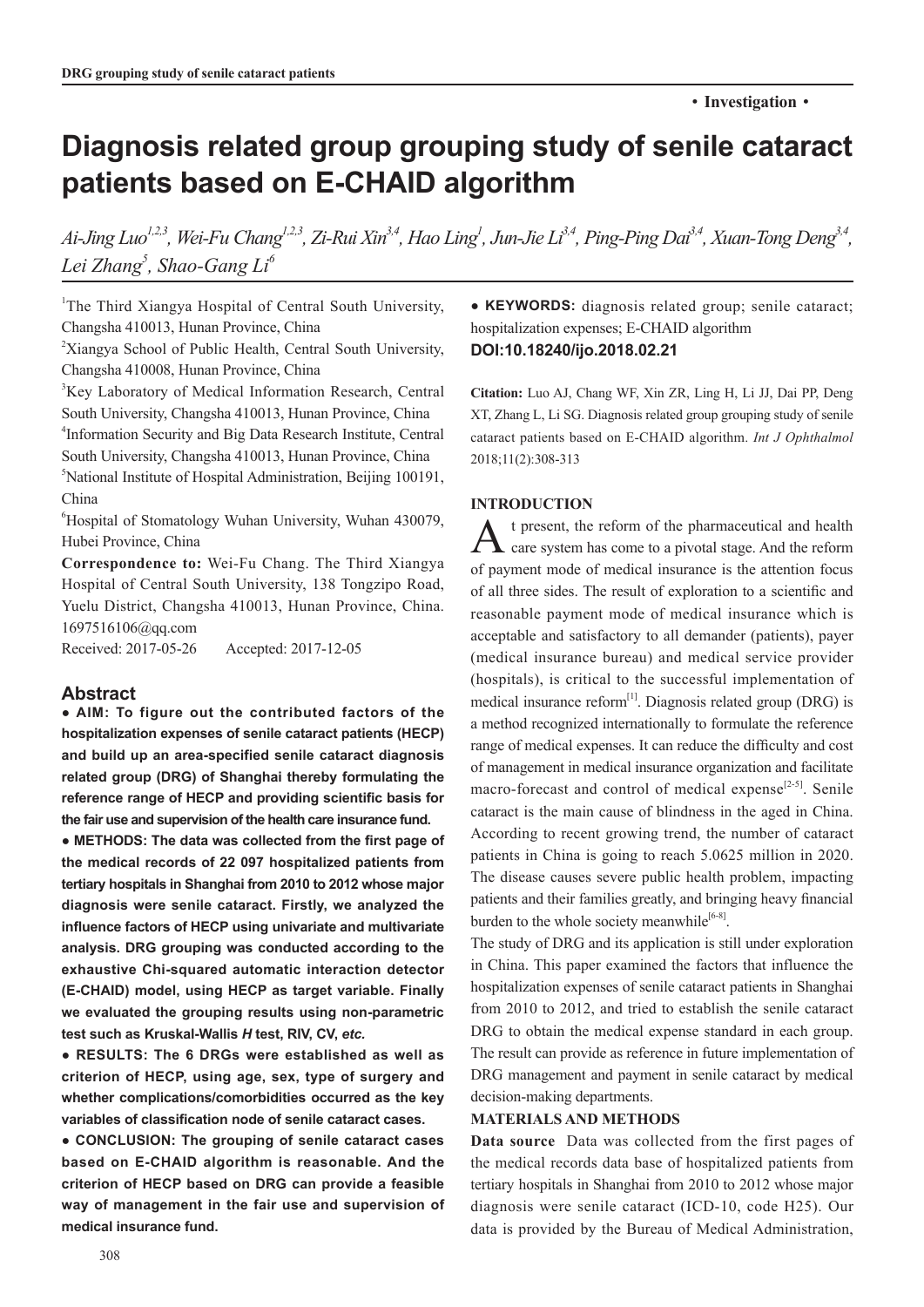• **Investigation** •

# Diagnosis related group grouping study of senile cataract patients based on E-CHAID algorithm

*Ai-Jing Luo[1,2,3], Wei-Fu Chang[1,2,3], Zi-Rui Xin[3,4], Hao Ling[1], Jun-Jie Li[3,4], Ping-Ping Dai[3,4], Xuan-Tong Deng[3,4], Lei Zhang[5], Shao-Gang Li[6]*

[1]The Third Xiangya Hospital of Central South University, Changsha 410013, Hunan Province, China

[2]Xiangya School of Public Health, Central South University, Changsha 410008, Hunan Province, China

[3]Key Laboratory of Medical Information Research, Central South University, Changsha 410013, Hunan Province, China

[4]Information Security and Big Data Research Institute, Central South University, Changsha 410013, Hunan Province, China

[5]National Institute of Hospital Administration, Beijing 100191, China

[6]Hospital of Stomatology Wuhan University, Wuhan 430079, Hubei Province, China

**Correspondence to:** Wei-Fu Chang. The Third Xiangya Hospital of Central South University, 138 Tongzipo Road, Yuelu District, Changsha 410013, Hunan Province, China. 1697516106@qq.com

Received: 2017-05-26 Accepted: 2017-12-05

## Abstract

**● AIM: To figure out the contributed factors of the hospitalization expenses of senile cataract patients (HECP) and build up an area-specified senile cataract diagnosis related group (DRG) of Shanghai thereby formulating the reference range of HECP and providing scientific basis for the fair use and supervision of the health care insurance fund.**

**● METHODS: The data was collected from the first page of the medical records of 22 097 hospitalized patients from tertiary hospitals in Shanghai from 2010 to 2012 whose major diagnosis were senile cataract. Firstly, we analyzed the influence factors of HECP using univariate and multivariate analysis. DRG grouping was conducted according to the exhaustive Chi-squared automatic interaction detector (E-CHAID) model, using HECP as target variable. Finally we evaluated the grouping results using non-parametric test such as Kruskal-Wallis *H* test, RIV, CV, *etc.***

**● RESULTS: The 6 DRGs were established as well as criterion of HECP, using age, sex, type of surgery and whether complications/comorbidities occurred as the key variables of classification node of senile cataract cases.**

**● CONCLUSION: The grouping of senile cataract cases based on E-CHAID algorithm is reasonable. And the criterion of HECP based on DRG can provide a feasible way of management in the fair use and supervision of medical insurance fund.**

**● KEYWORDS:** diagnosis related group; senile cataract; hospitalization expenses; E-CHAID algorithm

**DOI:10.18240/ijo.2018.02.21**

**Citation:** Luo AJ, Chang WF, Xin ZR, Ling H, Li JJ, Dai PP, Deng XT, Zhang L, Li SG. Diagnosis related group grouping study of senile cataract patients based on E-CHAID algorithm. *Int J Ophthalmol* 2018;11(2):308-313

## INTRODUCTION

At present, the reform of the pharmaceutical and health care system has come to a pivotal stage. And the reform of payment mode of medical insurance is the attention focus of all three sides. The result of exploration to a scientific and reasonable payment mode of medical insurance which is acceptable and satisfactory to all demander (patients), payer (medical insurance bureau) and medical service provider (hospitals), is critical to the successful implementation of medical insurance reform[1]. Diagnosis related group (DRG) is a method recognized internationally to formulate the reference range of medical expenses. It can reduce the difficulty and cost of management in medical insurance organization and facilitate macro-forecast and control of medical expense[2-5]. Senile cataract is the main cause of blindness in the aged in China. According to recent growing trend, the number of cataract patients in China is going to reach 5.0625 million in 2020. The disease causes severe public health problem, impacting patients and their families greatly, and bringing heavy financial burden to the whole society meanwhile[6-8].

The study of DRG and its application is still under exploration in China. This paper examined the factors that influence the hospitalization expenses of senile cataract patients in Shanghai from 2010 to 2012, and tried to establish the senile cataract DRG to obtain the medical expense standard in each group. The result can provide as reference in future implementation of DRG management and payment in senile cataract by medical decision-making departments.

## MATERIALS AND METHODS

**Data source** Data was collected from the first pages of the medical records data base of hospitalized patients from tertiary hospitals in Shanghai from 2010 to 2012 whose major diagnosis were senile cataract (ICD-10, code H25). Our data is provided by the Bureau of Medical Administration,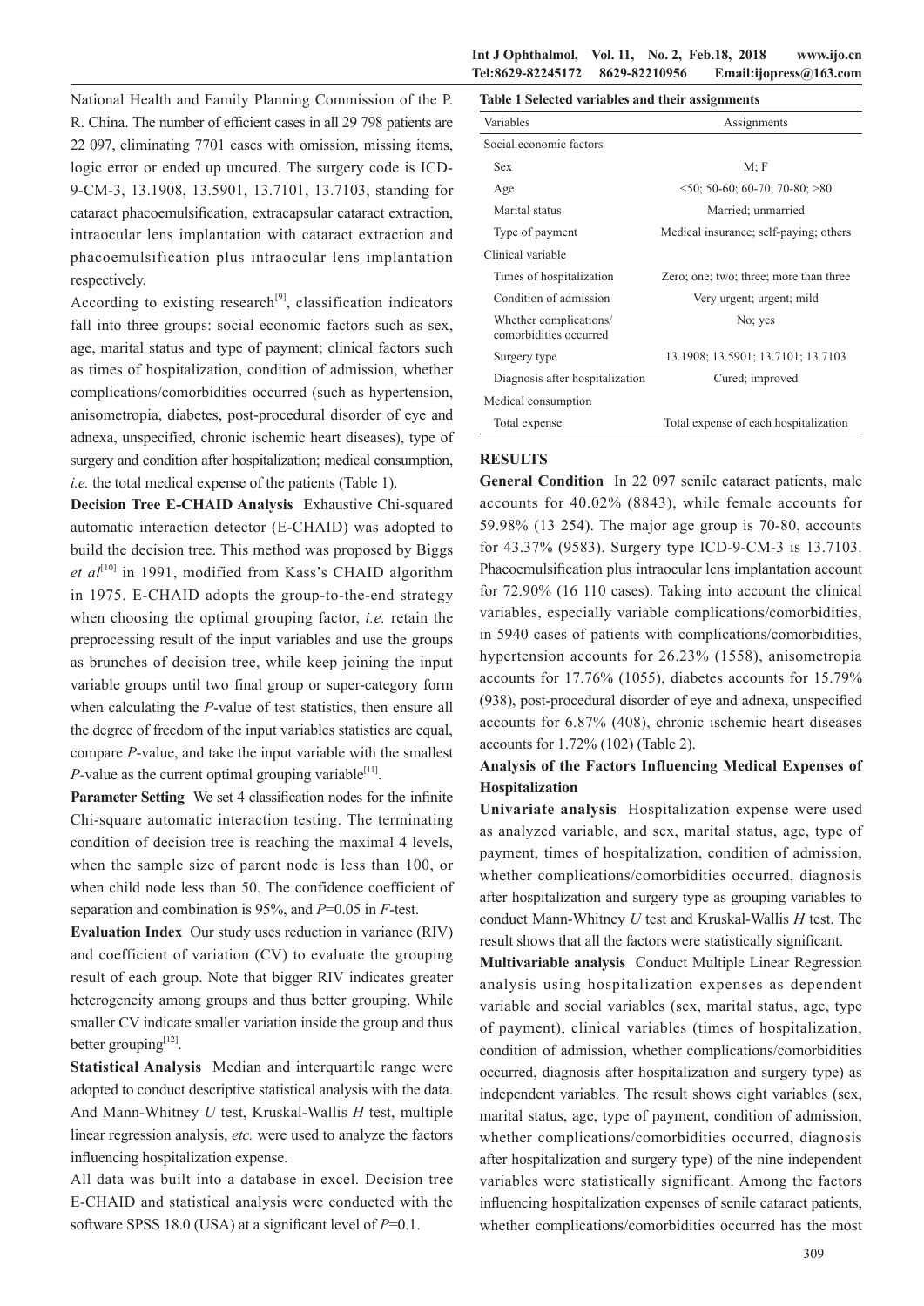National Health and Family Planning Commission of the P. R. China. The number of efficient cases in all 29 798 patients are 22 097, eliminating 7701 cases with omission, missing items, logic error or ended up uncured. The surgery code is ICD-9-CM-3, 13.1908, 13.5901, 13.7101, 13.7103, standing for cataract phacoemulsification, extracapsular cataract extraction, intraocular lens implantation with cataract extraction and phacoemulsification plus intraocular lens implantation respectively.

According to existing research[9], classification indicators fall into three groups: social economic factors such as sex, age, marital status and type of payment; clinical factors such as times of hospitalization, condition of admission, whether complications/comorbidities occurred (such as hypertension, anisometropia, diabetes, post-procedural disorder of eye and adnexa, unspecified, chronic ischemic heart diseases), type of surgery and condition after hospitalization; medical consumption, *i.e.* the total medical expense of the patients (Table 1).

**Decision Tree E-CHAID Analysis** Exhaustive Chi-squared automatic interaction detector (E-CHAID) was adopted to build the decision tree. This method was proposed by Biggs *et al*[10] in 1991, modified from Kass's CHAID algorithm in 1975. E-CHAID adopts the group-to-the-end strategy when choosing the optimal grouping factor, *i.e.* retain the preprocessing result of the input variables and use the groups as brunches of decision tree, while keep joining the input variable groups until two final group or super-category form when calculating the *P*-value of test statistics, then ensure all the degree of freedom of the input variables statistics are equal, compare *P*-value, and take the input variable with the smallest *P*-value as the current optimal grouping variable[11].

**Parameter Setting** We set 4 classification nodes for the infinite Chi-square automatic interaction testing. The terminating condition of decision tree is reaching the maximal 4 levels, when the sample size of parent node is less than 100, or when child node less than 50. The confidence coefficient of separation and combination is 95%, and $P$=0.05 in *F*-test.

**Evaluation Index** Our study uses reduction in variance (RIV) and coefficient of variation (CV) to evaluate the grouping result of each group. Note that bigger RIV indicates greater heterogeneity among groups and thus better grouping. While smaller CV indicate smaller variation inside the group and thus better grouping[12].

**Statistical Analysis** Median and interquartile range were adopted to conduct descriptive statistical analysis with the data. And Mann-Whitney *U* test, Kruskal-Wallis *H* test, multiple linear regression analysis, *etc.* were used to analyze the factors influencing hospitalization expense.

All data was built into a database in excel. Decision tree E-CHAID and statistical analysis were conducted with the software SPSS 18.0 (USA) at a significant level of $P$=0.1.

**Table 1 Selected variables and their assignments**

| Variables | Assignments |
|---|---|
| Social economic factors | |
| Sex | M; F |
| Age | <50; 50-60; 60-70; 70-80; >80 |
| Marital status | Married; unmarried |
| Type of payment | Medical insurance; self-paying; others |
| Clinical variable | |
| Times of hospitalization | Zero; one; two; three; more than three |
| Condition of admission | Very urgent; urgent; mild |
| Whether complications/ comorbidities occurred | No; yes |
| Surgery type | 13.1908; 13.5901; 13.7101; 13.7103 |
| Diagnosis after hospitalization | Cured; improved |
| Medical consumption | |
| Total expense | Total expense of each hospitalization |

## RESULTS

**General Condition** In 22 097 senile cataract patients, male accounts for 40.02% (8843), while female accounts for 59.98% (13 254). The major age group is 70-80, accounts for 43.37% (9583). Surgery type ICD-9-CM-3 is 13.7103. Phacoemulsification plus intraocular lens implantation account for 72.90% (16 110 cases). Taking into account the clinical variables, especially variable complications/comorbidities, in 5940 cases of patients with complications/comorbidities, hypertension accounts for 26.23% (1558), anisometropia accounts for 17.76% (1055), diabetes accounts for 15.79% (938), post-procedural disorder of eye and adnexa, unspecified accounts for 6.87% (408), chronic ischemic heart diseases accounts for 1.72% (102) (Table 2).

### Analysis of the Factors Influencing Medical Expenses of Hospitalization

**Univariate analysis** Hospitalization expense were used as analyzed variable, and sex, marital status, age, type of payment, times of hospitalization, condition of admission, whether complications/comorbidities occurred, diagnosis after hospitalization and surgery type as grouping variables to conduct Mann-Whitney *U* test and Kruskal-Wallis *H* test. The result shows that all the factors were statistically significant.

**Multivariable analysis** Conduct Multiple Linear Regression analysis using hospitalization expenses as dependent variable and social variables (sex, marital status, age, type of payment), clinical variables (times of hospitalization, condition of admission, whether complications/comorbidities occurred, diagnosis after hospitalization and surgery type) as independent variables. The result shows eight variables (sex, marital status, age, type of payment, condition of admission, whether complications/comorbidities occurred, diagnosis after hospitalization and surgery type) of the nine independent variables were statistically significant. Among the factors influencing hospitalization expenses of senile cataract patients, whether complications/comorbidities occurred has the most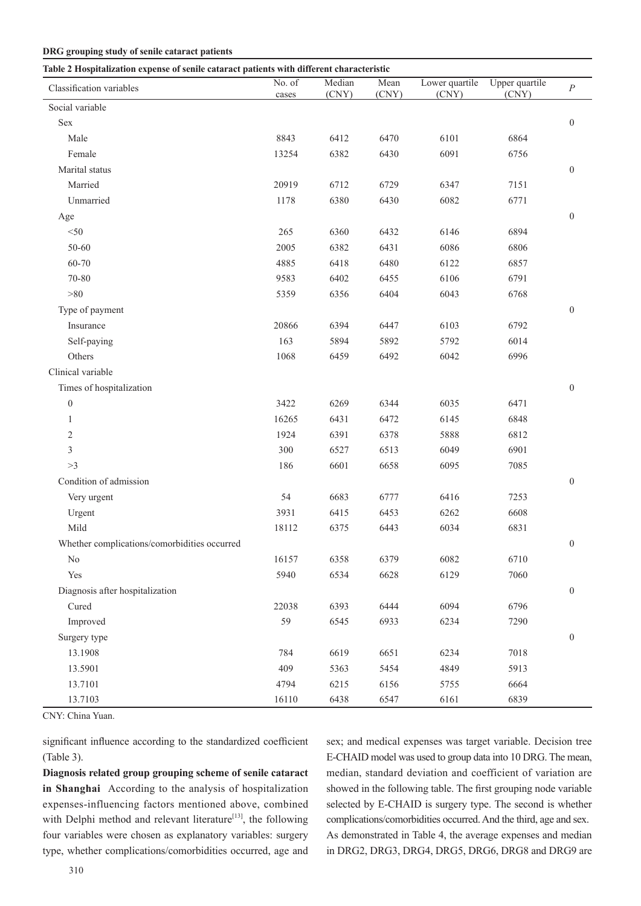**Table 2 Hospitalization expense of senile cataract patients with different characteristic**

| Classification variables | No. of cases | Median (CNY) | Mean (CNY) | Lower quartile (CNY) | Upper quartile (CNY) | $P$ |
|---|---|---|---|---|---|---|
| Social variable | | | | | | |
| Sex | | | | | | 0 |
| Male | 8843 | 6412 | 6470 | 6101 | 6864 | |
| Female | 13254 | 6382 | 6430 | 6091 | 6756 | |
| Marital status | | | | | | 0 |
| Married | 20919 | 6712 | 6729 | 6347 | 7151 | |
| Unmarried | 1178 | 6380 | 6430 | 6082 | 6771 | |
| Age | | | | | | 0 |
| <50 | 265 | 6360 | 6432 | 6146 | 6894 | |
| 50-60 | 2005 | 6382 | 6431 | 6086 | 6806 | |
| 60-70 | 4885 | 6418 | 6480 | 6122 | 6857 | |
| 70-80 | 9583 | 6402 | 6455 | 6106 | 6791 | |
| >80 | 5359 | 6356 | 6404 | 6043 | 6768 | |
| Type of payment | | | | | | 0 |
| Insurance | 20866 | 6394 | 6447 | 6103 | 6792 | |
| Self-paying | 163 | 5894 | 5892 | 5792 | 6014 | |
| Others | 1068 | 6459 | 6492 | 6042 | 6996 | |
| Clinical variable | | | | | | |
| Times of hospitalization | | | | | | 0 |
| 0 | 3422 | 6269 | 6344 | 6035 | 6471 | |
| 1 | 16265 | 6431 | 6472 | 6145 | 6848 | |
| 2 | 1924 | 6391 | 6378 | 5888 | 6812 | |
| 3 | 300 | 6527 | 6513 | 6049 | 6901 | |
| >3 | 186 | 6601 | 6658 | 6095 | 7085 | |
| Condition of admission | | | | | | 0 |
| Very urgent | 54 | 6683 | 6777 | 6416 | 7253 | |
| Urgent | 3931 | 6415 | 6453 | 6262 | 6608 | |
| Mild | 18112 | 6375 | 6443 | 6034 | 6831 | |
| Whether complications/comorbidities occurred | | | | | | 0 |
| No | 16157 | 6358 | 6379 | 6082 | 6710 | |
| Yes | 5940 | 6534 | 6628 | 6129 | 7060 | |
| Diagnosis after hospitalization | | | | | | 0 |
| Cured | 22038 | 6393 | 6444 | 6094 | 6796 | |
| Improved | 59 | 6545 | 6933 | 6234 | 7290 | |
| Surgery type | | | | | | 0 |
| 13.1908 | 784 | 6619 | 6651 | 6234 | 7018 | |
| 13.5901 | 409 | 5363 | 5454 | 4849 | 5913 | |
| 13.7101 | 4794 | 6215 | 6156 | 5755 | 6664 | |
| 13.7103 | 16110 | 6438 | 6547 | 6161 | 6839 | |

CNY: China Yuan.

significant influence according to the standardized coefficient (Table 3).

**Diagnosis related group grouping scheme of senile cataract in Shanghai** According to the analysis of hospitalization expenses-influencing factors mentioned above, combined with Delphi method and relevant literature[13], the following four variables were chosen as explanatory variables: surgery type, whether complications/comorbidities occurred, age and sex; and medical expenses was target variable. Decision tree E-CHAID model was used to group data into 10 DRG. The mean, median, standard deviation and coefficient of variation are showed in the following table. The first grouping node variable selected by E-CHAID is surgery type. The second is whether complications/comorbidities occurred. And the third, age and sex. As demonstrated in Table 4, the average expenses and median in DRG2, DRG3, DRG4, DRG5, DRG6, DRG8 and DRG9 are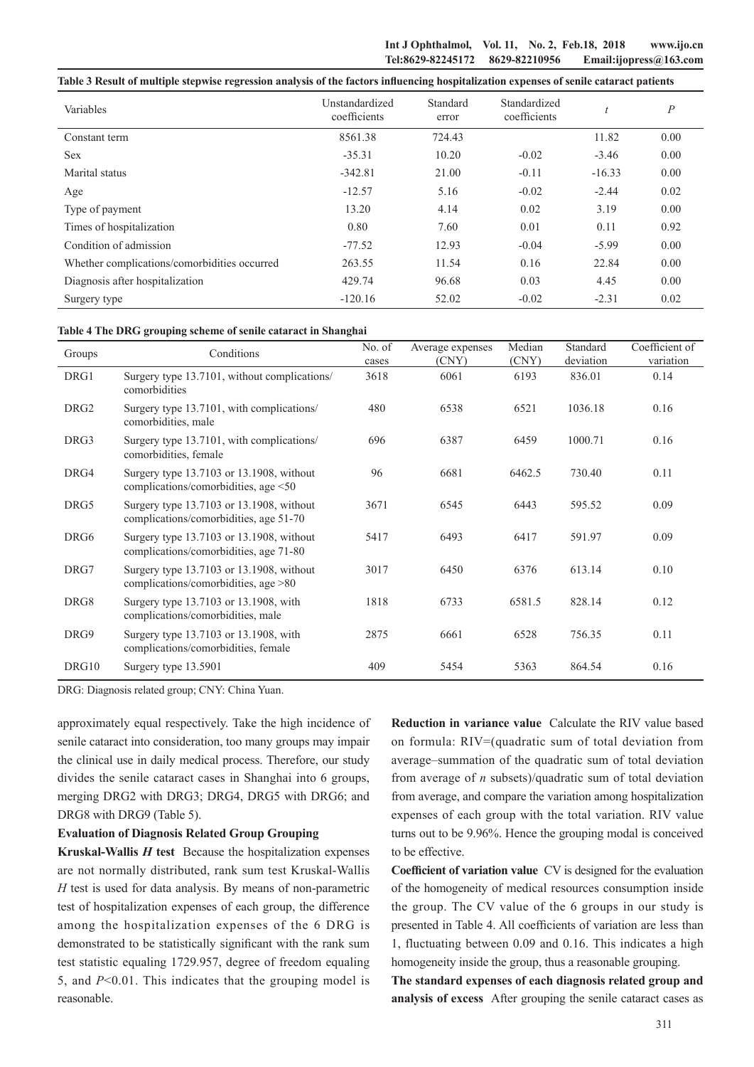**Table 3 Result of multiple stepwise regression analysis of the factors influencing hospitalization expenses of senile cataract patients**

| Variables | Unstandardized coefficients | Standard error | Standardized coefficients | $t$ | $P$ |
|---|---|---|---|---|---|
| Constant term | 8561.38 | 724.43 | | 11.82 | 0.00 |
| Sex | -35.31 | 10.20 | -0.02 | -3.46 | 0.00 |
| Marital status | -342.81 | 21.00 | -0.11 | -16.33 | 0.00 |
| Age | -12.57 | 5.16 | -0.02 | -2.44 | 0.02 |
| Type of payment | 13.20 | 4.14 | 0.02 | 3.19 | 0.00 |
| Times of hospitalization | 0.80 | 7.60 | 0.01 | 0.11 | 0.92 |
| Condition of admission | -77.52 | 12.93 | -0.04 | -5.99 | 0.00 |
| Whether complications/comorbidities occurred | 263.55 | 11.54 | 0.16 | 22.84 | 0.00 |
| Diagnosis after hospitalization | 429.74 | 96.68 | 0.03 | 4.45 | 0.00 |
| Surgery type | -120.16 | 52.02 | -0.02 | -2.31 | 0.02 |

**Table 4 The DRG grouping scheme of senile cataract in Shanghai**

| Groups | Conditions | No. of cases | Average expenses (CNY) | Median (CNY) | Standard deviation | Coefficient of variation |
|---|---|---|---|---|---|---|
| DRG1 | Surgery type 13.7101, without complications/ comorbidities | 3618 | 6061 | 6193 | 836.01 | 0.14 |
| DRG2 | Surgery type 13.7101, with complications/ comorbidities, male | 480 | 6538 | 6521 | 1036.18 | 0.16 |
| DRG3 | Surgery type 13.7101, with complications/ comorbidities, female | 696 | 6387 | 6459 | 1000.71 | 0.16 |
| DRG4 | Surgery type 13.7103 or 13.1908, without complications/comorbidities, age <50 | 96 | 6681 | 6462.5 | 730.40 | 0.11 |
| DRG5 | Surgery type 13.7103 or 13.1908, without complications/comorbidities, age 51-70 | 3671 | 6545 | 6443 | 595.52 | 0.09 |
| DRG6 | Surgery type 13.7103 or 13.1908, without complications/comorbidities, age 71-80 | 5417 | 6493 | 6417 | 591.97 | 0.09 |
| DRG7 | Surgery type 13.7103 or 13.1908, without complications/comorbidities, age >80 | 3017 | 6450 | 6376 | 613.14 | 0.10 |
| DRG8 | Surgery type 13.7103 or 13.1908, with complications/comorbidities, male | 1818 | 6733 | 6581.5 | 828.14 | 0.12 |
| DRG9 | Surgery type 13.7103 or 13.1908, with complications/comorbidities, female | 2875 | 6661 | 6528 | 756.35 | 0.11 |
| DRG10 | Surgery type 13.5901 | 409 | 5454 | 5363 | 864.54 | 0.16 |

DRG: Diagnosis related group; CNY: China Yuan.

approximately equal respectively. Take the high incidence of senile cataract into consideration, too many groups may impair the clinical use in daily medical process. Therefore, our study divides the senile cataract cases in Shanghai into 6 groups, merging DRG2 with DRG3; DRG4, DRG5 with DRG6; and DRG8 with DRG9 (Table 5).

**Evaluation of Diagnosis Related Group Grouping**

**Kruskal-Wallis *H* test** Because the hospitalization expenses are not normally distributed, rank sum test Kruskal-Wallis *H* test is used for data analysis. By means of non-parametric test of hospitalization expenses of each group, the difference among the hospitalization expenses of the 6 DRG is demonstrated to be statistically significant with the rank sum test statistic equaling 1729.957, degree of freedom equaling 5, and $P<0.01$. This indicates that the grouping model is reasonable.

**Reduction in variance value** Calculate the RIV value based on formula: RIV=(quadratic sum of total deviation from average–summation of the quadratic sum of total deviation from average of *n* subsets)/quadratic sum of total deviation from average, and compare the variation among hospitalization expenses of each group with the total variation. RIV value turns out to be 9.96%. Hence the grouping modal is conceived to be effective.

**Coefficient of variation value** CV is designed for the evaluation of the homogeneity of medical resources consumption inside the group. The CV value of the 6 groups in our study is presented in Table 4. All coefficients of variation are less than 1, fluctuating between 0.09 and 0.16. This indicates a high homogeneity inside the group, thus a reasonable grouping.

**The standard expenses of each diagnosis related group and analysis of excess** After grouping the senile cataract cases as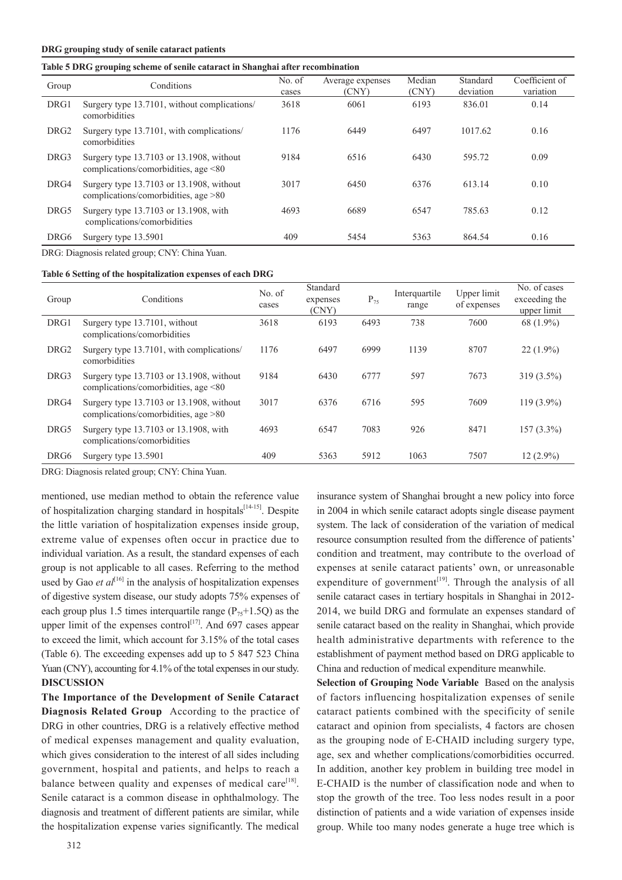**Table 5 DRG grouping scheme of senile cataract in Shanghai after recombination**

| Group | Conditions | No. of cases | Average expenses (CNY) | Median (CNY) | Standard deviation | Coefficient of variation |
|---|---|---|---|---|---|---|
| DRG1 | Surgery type 13.7101, without complications/ comorbidities | 3618 | 6061 | 6193 | 836.01 | 0.14 |
| DRG2 | Surgery type 13.7101, with complications/ comorbidities | 1176 | 6449 | 6497 | 1017.62 | 0.16 |
| DRG3 | Surgery type 13.7103 or 13.1908, without complications/comorbidities, age <80 | 9184 | 6516 | 6430 | 595.72 | 0.09 |
| DRG4 | Surgery type 13.7103 or 13.1908, without complications/comorbidities, age >80 | 3017 | 6450 | 6376 | 613.14 | 0.10 |
| DRG5 | Surgery type 13.7103 or 13.1908, with complications/comorbidities | 4693 | 6689 | 6547 | 785.63 | 0.12 |
| DRG6 | Surgery type 13.5901 | 409 | 5454 | 5363 | 864.54 | 0.16 |

DRG: Diagnosis related group; CNY: China Yuan.

**Table 6 Setting of the hospitalization expenses of each DRG**

| Group | Conditions | No. of cases | Standard expenses (CNY) | $P_{75}$ | Interquartile range | Upper limit of expenses | No. of cases exceeding the upper limit |
|---|---|---|---|---|---|---|---|
| DRG1 | Surgery type 13.7101, without complications/comorbidities | 3618 | 6193 | 6493 | 738 | 7600 | 68 (1.9%) |
| DRG2 | Surgery type 13.7101, with complications/ comorbidities | 1176 | 6497 | 6999 | 1139 | 8707 | 22 (1.9%) |
| DRG3 | Surgery type 13.7103 or 13.1908, without complications/comorbidities, age <80 | 9184 | 6430 | 6777 | 597 | 7673 | 319 (3.5%) |
| DRG4 | Surgery type 13.7103 or 13.1908, without complications/comorbidities, age >80 | 3017 | 6376 | 6716 | 595 | 7609 | 119 (3.9%) |
| DRG5 | Surgery type 13.7103 or 13.1908, with complications/comorbidities | 4693 | 6547 | 7083 | 926 | 8471 | 157 (3.3%) |
| DRG6 | Surgery type 13.5901 | 409 | 5363 | 5912 | 1063 | 7507 | 12 (2.9%) |

DRG: Diagnosis related group; CNY: China Yuan.

mentioned, use median method to obtain the reference value of hospitalization charging standard in hospitals[14-15]. Despite the little variation of hospitalization expenses inside group, extreme value of expenses often occur in practice due to individual variation. As a result, the standard expenses of each group is not applicable to all cases. Referring to the method used by Gao *et al*[16] in the analysis of hospitalization expenses of digestive system disease, our study adopts 75% expenses of each group plus 1.5 times interquartile range ($P_{75}$+1.5Q) as the upper limit of the expenses control[17]. And 697 cases appear to exceed the limit, which account for 3.15% of the total cases (Table 6). The exceeding expenses add up to 5 847 523 China Yuan (CNY), accounting for 4.1% of the total expenses in our study.

## DISCUSSION

**The Importance of the Development of Senile Cataract Diagnosis Related Group** According to the practice of DRG in other countries, DRG is a relatively effective method of medical expenses management and quality evaluation, which gives consideration to the interest of all sides including government, hospital and patients, and helps to reach a balance between quality and expenses of medical care[18]. Senile cataract is a common disease in ophthalmology. The diagnosis and treatment of different patients are similar, while the hospitalization expense varies significantly. The medical insurance system of Shanghai brought a new policy into force in 2004 in which senile cataract adopts single disease payment system. The lack of consideration of the variation of medical resource consumption resulted from the difference of patients' condition and treatment, may contribute to the overload of expenses at senile cataract patients' own, or unreasonable expenditure of government[19]. Through the analysis of all senile cataract cases in tertiary hospitals in Shanghai in 2012-2014, we build DRG and formulate an expenses standard of senile cataract based on the reality in Shanghai, which provide health administrative departments with reference to the establishment of payment method based on DRG applicable to China and reduction of medical expenditure meanwhile.

**Selection of Grouping Node Variable** Based on the analysis of factors influencing hospitalization expenses of senile cataract patients combined with the specificity of senile cataract and opinion from specialists, 4 factors are chosen as the grouping node of E-CHAID including surgery type, age, sex and whether complications/comorbidities occurred. In addition, another key problem in building tree model in E-CHAID is the number of classification node and when to stop the growth of the tree. Too less nodes result in a poor distinction of patients and a wide variation of expenses inside group. While too many nodes generate a huge tree which is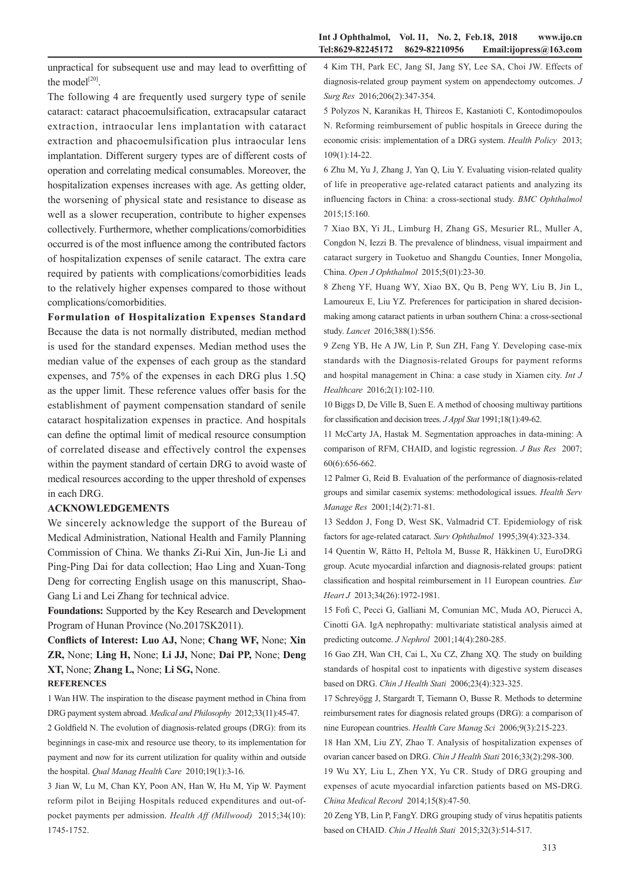unpractical for subsequent use and may lead to overfitting of the model[20].

The following 4 are frequently used surgery type of senile cataract: cataract phacoemulsification, extracapsular cataract extraction, intraocular lens implantation with cataract extraction and phacoemulsification plus intraocular lens implantation. Different surgery types are of different costs of operation and correlating medical consumables. Moreover, the hospitalization expenses increases with age. As getting older, the worsening of physical state and resistance to disease as well as a slower recuperation, contribute to higher expenses collectively. Furthermore, whether complications/comorbidities occurred is of the most influence among the contributed factors of hospitalization expenses of senile cataract. The extra care required by patients with complications/comorbidities leads to the relatively higher expenses compared to those without complications/comorbidities.

**Formulation of Hospitalization Expenses Standard** Because the data is not normally distributed, median method is used for the standard expenses. Median method uses the median value of the expenses of each group as the standard expenses, and 75% of the expenses in each DRG plus 1.5Q as the upper limit. These reference values offer basis for the establishment of payment compensation standard of senile cataract hospitalization expenses in practice. And hospitals can define the optimal limit of medical resource consumption of correlated disease and effectively control the expenses within the payment standard of certain DRG to avoid waste of medical resources according to the upper threshold of expenses in each DRG.

## ACKNOWLEDGEMENTS

We sincerely acknowledge the support of the Bureau of Medical Administration, National Health and Family Planning Commission of China. We thanks Zi-Rui Xin, Jun-Jie Li and Ping-Ping Dai for data collection; Hao Ling and Xuan-Tong Deng for correcting English usage on this manuscript, Shao-Gang Li and Lei Zhang for technical advice.

**Foundations:** Supported by the Key Research and Development Program of Hunan Province (No.2017SK2011).

**Conflicts of Interest: Luo AJ,** None; **Chang WF,** None; **Xin ZR,** None; **Ling H,** None; **Li JJ,** None; **Dai PP,** None; **Deng XT,** None; **Zhang L,** None; **Li SG,** None.

## REFERENCES

1 Wan HW. The inspiration to the disease payment method in China from DRG payment system abroad. *Medical and Philosophy* 2012;33(11):45-47.

2 Goldfield N. The evolution of diagnosis-related groups (DRG): from its beginnings in case-mix and resource use theory, to its implementation for payment and now for its current utilization for quality within and outside the hospital. *Qual Manag Health Care* 2010;19(1):3-16.

3 Jian W, Lu M, Chan KY, Poon AN, Han W, Hu M, Yip W. Payment reform pilot in Beijing Hospitals reduced expenditures and out-of-pocket payments per admission. *Health Aff (Millwood)* 2015;34(10):1745-1752.

4 Kim TH, Park EC, Jang SI, Jang SY, Lee SA, Choi JW. Effects of diagnosis-related group payment system on appendectomy outcomes. *J Surg Res* 2016;206(2):347-354.

5 Polyzos N, Karanikas H, Thireos E, Kastanioti C, Kontodimopoulos N. Reforming reimbursement of public hospitals in Greece during the economic crisis: implementation of a DRG system. *Health Policy* 2013;109(1):14-22.

6 Zhu M, Yu J, Zhang J, Yan Q, Liu Y. Evaluating vision-related quality of life in preoperative age-related cataract patients and analyzing its influencing factors in China: a cross-sectional study. *BMC Ophthalmol* 2015;15:160.

7 Xiao BX, Yi JL, Limburg H, Zhang GS, Mesurier RL, Muller A, Congdon N, Iezzi B. The prevalence of blindness, visual impairment and cataract surgery in Tuoketuo and Shangdu Counties, Inner Mongolia, China. *Open J Ophthalmol* 2015;5(01):23-30.

8 Zheng YF, Huang WY, Xiao BX, Qu B, Peng WY, Liu B, Jin L, Lamoureux E, Liu YZ. Preferences for participation in shared decision-making among cataract patients in urban southern China: a cross-sectional study. *Lancet* 2016;388(1):S56.

9 Zeng YB, He A JW, Lin P, Sun ZH, Fang Y. Developing case-mix standards with the Diagnosis-related Groups for payment reforms and hospital management in China: a case study in Xiamen city. *Int J Healthcare* 2016;2(1):102-110.

10 Biggs D, De Ville B, Suen E. A method of choosing multiway partitions for classification and decision trees. *J Appl Stat* 1991;18(1):49-62.

11 McCarty JA, Hastak M. Segmentation approaches in data-mining: A comparison of RFM, CHAID, and logistic regression. *J Bus Res* 2007;60(6):656-662.

12 Palmer G, Reid B. Evaluation of the performance of diagnosis-related groups and similar casemix systems: methodological issues. *Health Serv Manage Res* 2001;14(2):71-81.

13 Seddon J, Fong D, West SK, Valmadrid CT. Epidemiology of risk factors for age-related cataract. *Surv Ophthalmol* 1995;39(4):323-334.

14 Quentin W, Rätto H, Peltola M, Busse R, Häkkinen U, EuroDRG group. Acute myocardial infarction and diagnosis-related groups: patient classification and hospital reimbursement in 11 European countries. *Eur Heart J* 2013;34(26):1972-1981.

15 Fofi C, Pecci G, Galliani M, Comunian MC, Muda AO, Pierucci A, Cinotti GA. IgA nephropathy: multivariate statistical analysis aimed at predicting outcome. *J Nephrol* 2001;14(4):280-285.

16 Gao ZH, Wan CH, Cai L, Xu CZ, Zhang XQ. The study on building standards of hospital cost to inpatients with digestive system diseases based on DRG. *Chin J Health Stati* 2006;23(4):323-325.

17 Schreyögg J, Stargardt T, Tiemann O, Busse R. Methods to determine reimbursement rates for diagnosis related groups (DRG): a comparison of nine European countries. *Health Care Manag Sci* 2006;9(3):215-223.

18 Han XM, Liu ZY, Zhao T. Analysis of hospitalization expenses of ovarian cancer based on DRG. *Chin J Health Stati* 2016;33(2):298-300.

19 Wu XY, Liu L, Zhen YX, Yu CR. Study of DRG grouping and expenses of acute myocardial infarction patients based on MS-DRG. *China Medical Record* 2014;15(8):47-50.

20 Zeng YB, Lin P, FangY. DRG grouping study of virus hepatitis patients based on CHAID. *Chin J Health Stati* 2015;32(3):514-517.